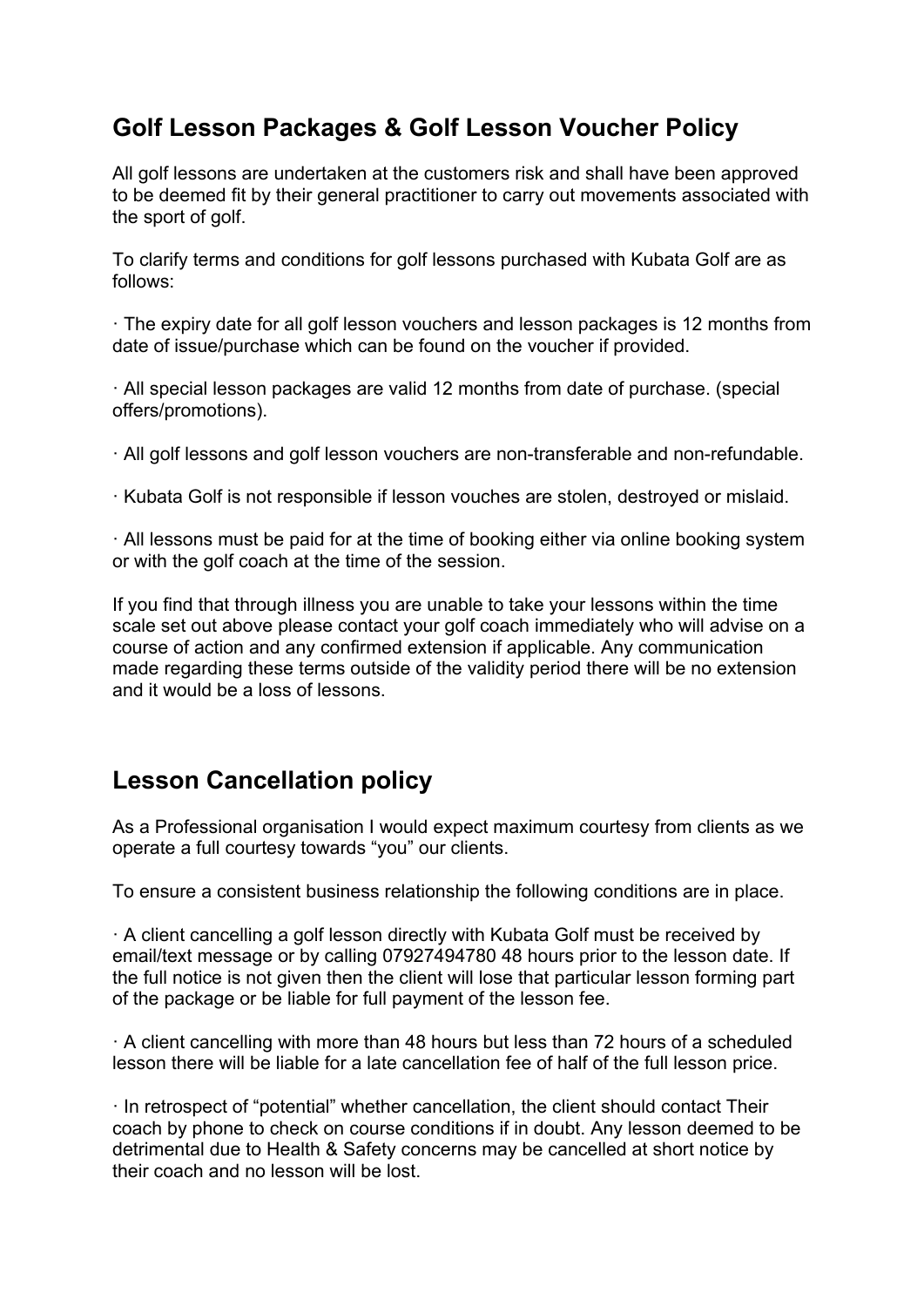## Golf Lesson Packages & Golf Lesson Voucher Policy

All golf lessons are undertaken at the customers risk and shall have been approved to be deemed fit by their general practitioner to carry out movements associated with the sport of golf.

To clarify terms and conditions for golf lessons purchased with Kubata Golf are as follows:

· The expiry date for all golf lesson vouchers and lesson packages is 12 months from date of issue/purchase which can be found on the voucher if provided.

· All special lesson packages are valid 12 months from date of purchase. (special offers/promotions).

· All golf lessons and golf lesson vouchers are non-transferable and non-refundable.

· Kubata Golf is not responsible if lesson vouches are stolen, destroyed or mislaid.

· All lessons must be paid for at the time of booking either via online booking system or with the golf coach at the time of the session.

If you find that through illness you are unable to take your lessons within the time scale set out above please contact your golf coach immediately who will advise on a course of action and any confirmed extension if applicable. Any communication made regarding these terms outside of the validity period there will be no extension and it would be a loss of lessons.

## Lesson Cancellation policy

As a Professional organisation I would expect maximum courtesy from clients as we operate a full courtesy towards "you" our clients.

To ensure a consistent business relationship the following conditions are in place.

· A client cancelling a golf lesson directly with Kubata Golf must be received by email/text message or by calling 07927494780 48 hours prior to the lesson date. If the full notice is not given then the client will lose that particular lesson forming part of the package or be liable for full payment of the lesson fee.

· A client cancelling with more than 48 hours but less than 72 hours of a scheduled lesson there will be liable for a late cancellation fee of half of the full lesson price.

· In retrospect of "potential" whether cancellation, the client should contact Their coach by phone to check on course conditions if in doubt. Any lesson deemed to be detrimental due to Health & Safety concerns may be cancelled at short notice by their coach and no lesson will be lost.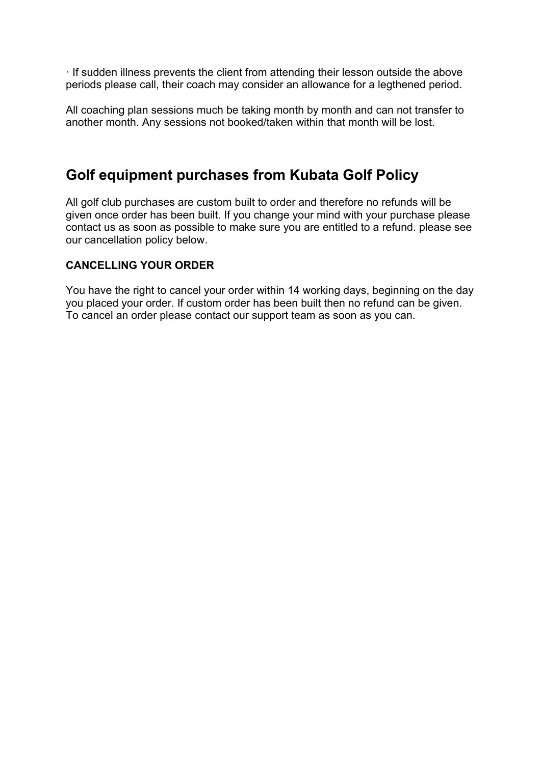· If sudden illness prevents the client from attending their lesson outside the above periods please call, their coach may consider an allowance for a legthened period.

All coaching plan sessions much be taking month by month and can not transfer to another month. Any sessions not booked/taken within that month will be lost.

## Golf equipment purchases from Kubata Golf Policy

All golf club purchases are custom built to order and therefore no refunds will be given once order has been built. If you change your mind with your purchase please contact us as soon as possible to make sure you are entitled to a refund. please see our cancellation policy below.

**CANCELLING YOUR ORDER**

You have the right to cancel your order within 14 working days, beginning on the day you placed your order. If custom order has been built then no refund can be given. To cancel an order please contact our support team as soon as you can.